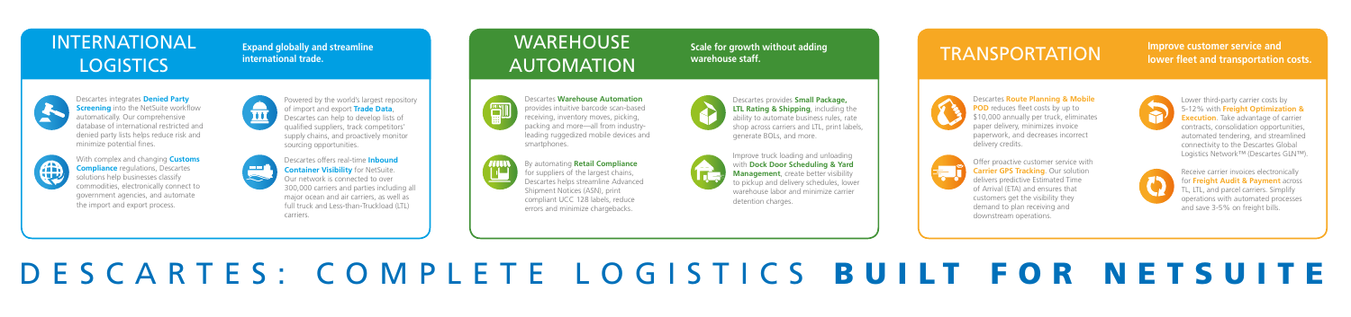## INTERNATIONAL LOGISTICS

**Expand globally and streamline international trade.**

Descartes integrates **Denied Party Screening** into the NetSuite workflow automatically. Our comprehensive database of international restricted and denied party lists helps reduce risk and minimize potential fines.

With complex and changing **Customs Compliance** regulations, Descartes solutions help businesses classify commodities, electronically connect to government agencies, and automate the import and export process.

Powered by the world's largest repository of import and export **Trade Data**, Descartes can help to develop lists of qualified suppliers, track competitors' supply chains, and proactively monitor sourcing opportunities.

Descartes offers real-time **Inbound Container Visibility** for NetSuite. Our network is connected to over 300,000 carriers and parties including all major ocean and air carriers, as well as full truck and Less-than-Truckload (LTL) carriers.

## WAREHOUSE AUTOMATION

**Scale for growth without adding warehouse staff.**

Descartes **Warehouse Automation** provides intuitive barcode scan-based receiving, inventory moves, picking, packing and more—all from industry-leading ruggedized mobile devices and smartphones.

By automating **Retail Compliance** for suppliers of the largest chains, Descartes helps streamline Advanced Shipment Notices (ASN), print compliant UCC 128 labels, reduce errors and minimize chargebacks.

Descartes provides **Small Package, LTL Rating & Shipping**, including the ability to automate business rules, rate shop across carriers and LTL, print labels, generate BOLs, and more.

Improve truck loading and unloading with **Dock Door Scheduling & Yard Management**, create better visibility to pickup and delivery schedules, lower warehouse labor and minimize carrier detention charges.

## TRANSPORTATION

**Improve customer service and lower fleet and transportation costs.**

Descartes **Route Planning & Mobile POD** reduces fleet costs by up to $10,000 annually per truck, eliminates paper delivery, minimizes invoice paperwork, and decreases incorrect delivery credits.

Offer proactive customer service with **Carrier GPS Tracking**. Our solution delivers predictive Estimated Time of Arrival (ETA) and ensures that customers get the visibility they demand to plan receiving and downstream operations.

Lower third-party carrier costs by 5-12% with **Freight Optimization & Execution**. Take advantage of carrier contracts, consolidation opportunities, automated tendering, and streamlined connectivity to the Descartes Global Logistics Network™ (Descartes GLN™).

Receive carrier invoices electronically for **Freight Audit & Payment** across TL, LTL, and parcel carriers. Simplify operations with automated processes and save 3-5% on freight bills.

# DESCARTES: COMPLETE LOGISTICS **BUILT FOR NETSUITE**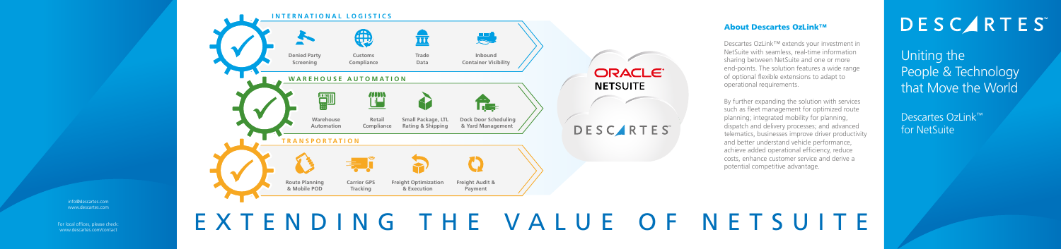# DESCARTES™

Uniting the People & Technology that Move the World

Descartes OzLink™ for NetSuite

## INTERNATIONAL LOGISTICS

- Denied Party Screening
- Customs Compliance
- Trade Data
- Inbound Container Visibility

## WAREHOUSE AUTOMATION

- Warehouse Automation
- Retail Compliance
- Small Package, LTL Rating & Shipping
- Dock Door Scheduling & Yard Management

## TRANSPORTATION

- Route Planning & Mobile POD
- Carrier GPS Tracking
- Freight Optimization & Execution
- Freight Audit & Payment

ORACLE® NETSUITE

DESCARTES™

## About Descartes OzLink™

Descartes OzLink™ extends your investment in NetSuite with seamless, real-time information sharing between NetSuite and one or more end-points. The solution features a wide range of optional flexible extensions to adapt to operational requirements.

By further expanding the solution with services such as fleet management for optimized route planning; integrated mobility for planning, dispatch and delivery processes; and advanced telematics, businesses improve driver productivity and better understand vehicle performance, achieve added operational efficiency, reduce costs, enhance customer service and derive a potential competitive advantage.

# EXTENDING THE VALUE OF NETSUITE

info@descartes.com
www.descartes.com

For local offices, please check:
www.descartes.com/contact